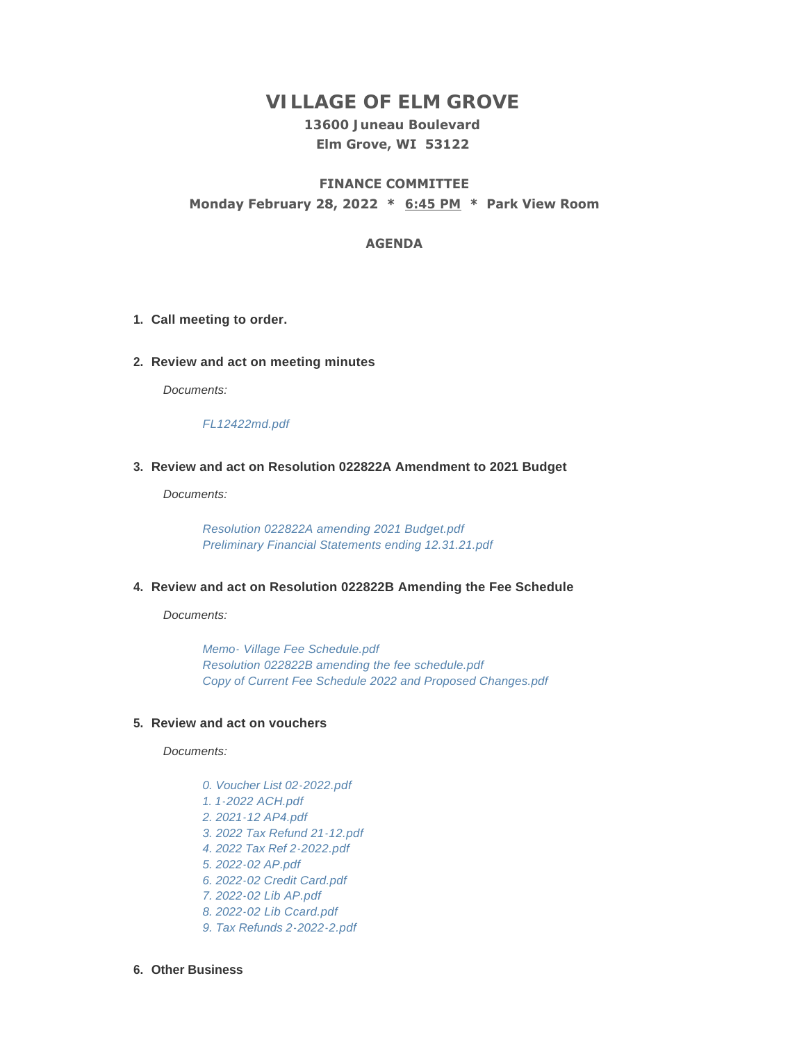# VILLAGE OF ELM GROVE

**13600 Juneau Boulevard**
**Elm Grove, WI 53122**

**FINANCE COMMITTEE**
**Monday February 28, 2022 * 6:45 PM * Park View Room**

**AGENDA**

1. **Call meeting to order.**

2. **Review and act on meeting minutes**

   *Documents:*

   *FL12422md.pdf*

3. **Review and act on Resolution 022822A Amendment to 2021 Budget**

   *Documents:*

   *Resolution 022822A amending 2021 Budget.pdf*
   *Preliminary Financial Statements ending 12.31.21.pdf*

4. **Review and act on Resolution 022822B Amending the Fee Schedule**

   *Documents:*

   *Memo- Village Fee Schedule.pdf*
   *Resolution 022822B amending the fee schedule.pdf*
   *Copy of Current Fee Schedule 2022 and Proposed Changes.pdf*

5. **Review and act on vouchers**

   *Documents:*

   *0. Voucher List 02-2022.pdf*
   *1. 1-2022 ACH.pdf*
   *2. 2021-12 AP4.pdf*
   *3. 2022 Tax Refund 21-12.pdf*
   *4. 2022 Tax Ref 2-2022.pdf*
   *5. 2022-02 AP.pdf*
   *6. 2022-02 Credit Card.pdf*
   *7. 2022-02 Lib AP.pdf*
   *8. 2022-02 Lib Ccard.pdf*
   *9. Tax Refunds 2-2022-2.pdf*

6. **Other Business**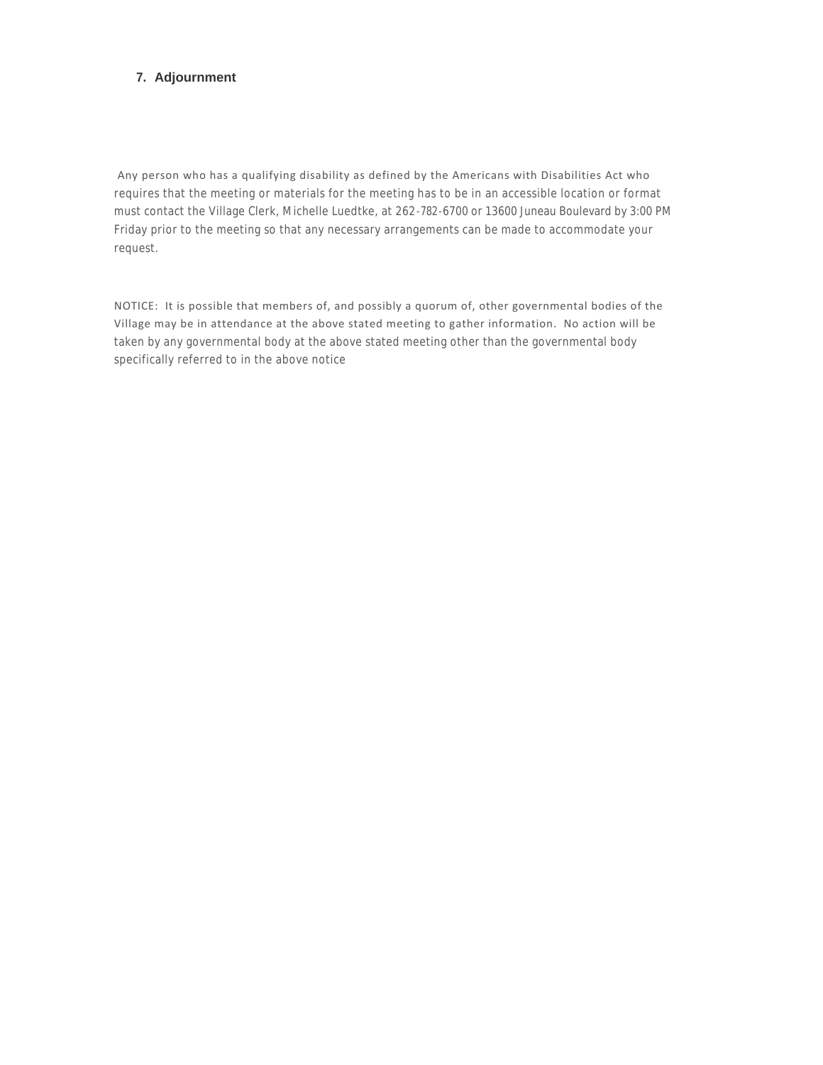**7. Adjournment**

Any person who has a qualifying disability as defined by the Americans with Disabilities Act who requires that the meeting or materials for the meeting has to be in an accessible location or format must contact the Village Clerk, Michelle Luedtke, at 262-782-6700 or 13600 Juneau Boulevard by 3:00 PM Friday prior to the meeting so that any necessary arrangements can be made to accommodate your request.

NOTICE: It is possible that members of, and possibly a quorum of, other governmental bodies of the Village may be in attendance at the above stated meeting to gather information. No action will be taken by any governmental body at the above stated meeting other than the governmental body specifically referred to in the above notice